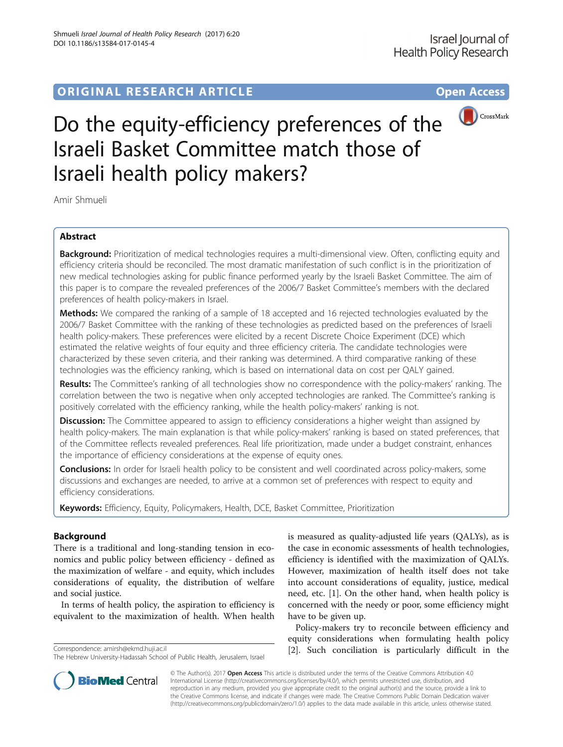ORIGINAL RESEARCH ARTICLE Open Access

# Do the equity-efficiency preferences of the Israeli Basket Committee match those of Israeli health policy makers?

Amir Shmueli

## Abstract

**Background:** Prioritization of medical technologies requires a multi-dimensional view. Often, conflicting equity and efficiency criteria should be reconciled. The most dramatic manifestation of such conflict is in the prioritization of new medical technologies asking for public finance performed yearly by the Israeli Basket Committee. The aim of this paper is to compare the revealed preferences of the 2006/7 Basket Committee's members with the declared preferences of health policy-makers in Israel.

**Methods:** We compared the ranking of a sample of 18 accepted and 16 rejected technologies evaluated by the 2006/7 Basket Committee with the ranking of these technologies as predicted based on the preferences of Israeli health policy-makers. These preferences were elicited by a recent Discrete Choice Experiment (DCE) which estimated the relative weights of four equity and three efficiency criteria. The candidate technologies were characterized by these seven criteria, and their ranking was determined. A third comparative ranking of these technologies was the efficiency ranking, which is based on international data on cost per QALY gained.

**Results:** The Committee's ranking of all technologies show no correspondence with the policy-makers' ranking. The correlation between the two is negative when only accepted technologies are ranked. The Committee's ranking is positively correlated with the efficiency ranking, while the health policy-makers' ranking is not.

**Discussion:** The Committee appeared to assign to efficiency considerations a higher weight than assigned by health policy-makers. The main explanation is that while policy-makers' ranking is based on stated preferences, that of the Committee reflects revealed preferences. Real life prioritization, made under a budget constraint, enhances the importance of efficiency considerations at the expense of equity ones.

**Conclusions:** In order for Israeli health policy to be consistent and well coordinated across policy-makers, some discussions and exchanges are needed, to arrive at a common set of preferences with respect to equity and efficiency considerations.

**Keywords:** Efficiency, Equity, Policymakers, Health, DCE, Basket Committee, Prioritization

## Background

There is a traditional and long-standing tension in economics and public policy between efficiency - defined as the maximization of welfare - and equity, which includes considerations of equality, the distribution of welfare and social justice.

In terms of health policy, the aspiration to efficiency is equivalent to the maximization of health. When health is measured as quality-adjusted life years (QALYs), as is the case in economic assessments of health technologies, efficiency is identified with the maximization of QALYs. However, maximization of health itself does not take into account considerations of equality, justice, medical need, etc. [1]. On the other hand, when health policy is concerned with the needy or poor, some efficiency might have to be given up.

Policy-makers try to reconcile between efficiency and equity considerations when formulating health policy [2]. Such conciliation is particularly difficult in the

Correspondence: amirsh@ekmd.huji.ac.il
The Hebrew University-Hadassah School of Public Health, Jerusalem, Israel

© The Author(s). 2017 **Open Access** This article is distributed under the terms of the Creative Commons Attribution 4.0 International License (http://creativecommons.org/licenses/by/4.0/), which permits unrestricted use, distribution, and reproduction in any medium, provided you give appropriate credit to the original author(s) and the source, provide a link to the Creative Commons license, and indicate if changes were made. The Creative Commons Public Domain Dedication waiver (http://creativecommons.org/publicdomain/zero/1.0/) applies to the data made available in this article, unless otherwise stated.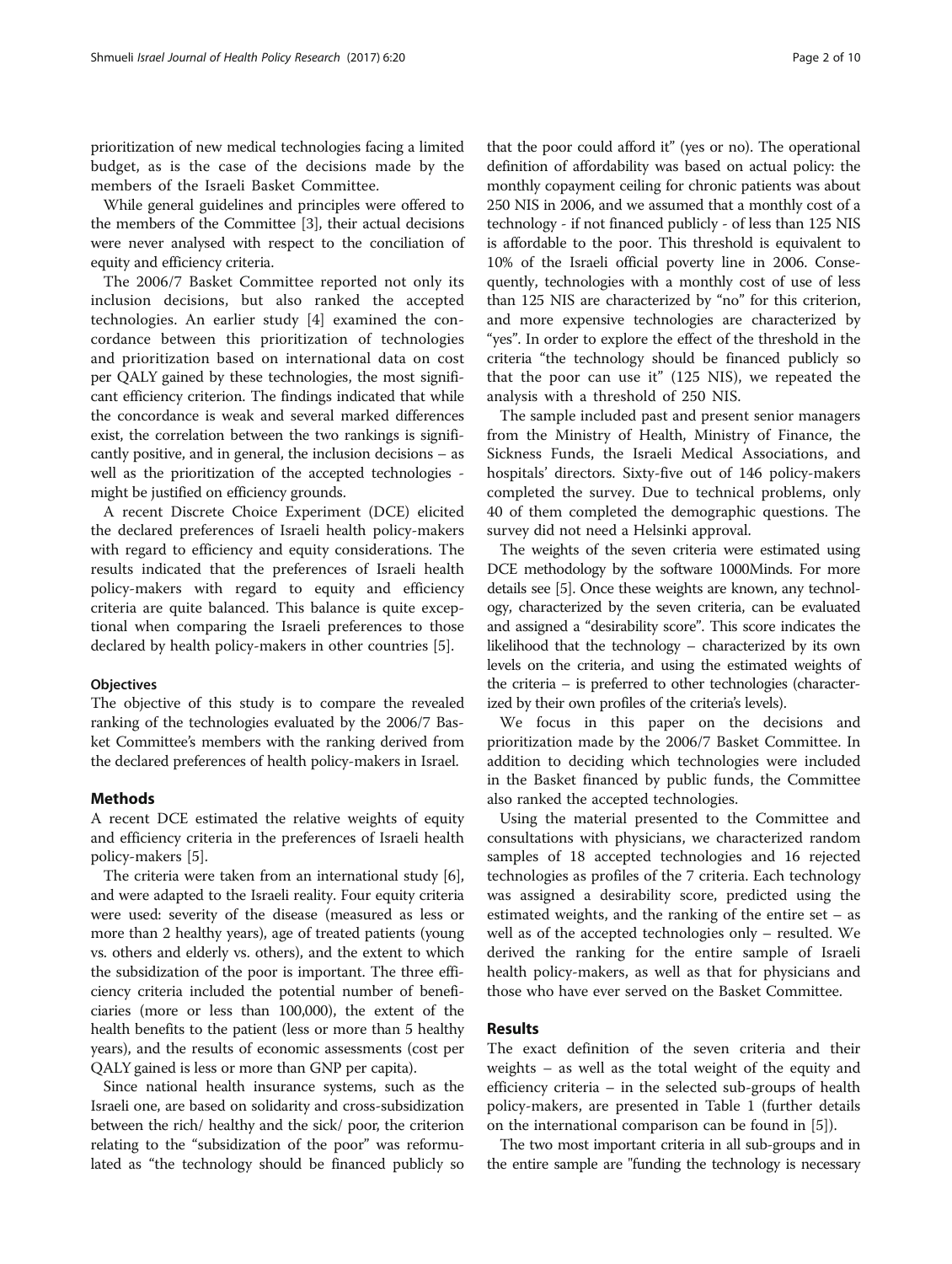prioritization of new medical technologies facing a limited budget, as is the case of the decisions made by the members of the Israeli Basket Committee.

While general guidelines and principles were offered to the members of the Committee [3], their actual decisions were never analysed with respect to the conciliation of equity and efficiency criteria.

The 2006/7 Basket Committee reported not only its inclusion decisions, but also ranked the accepted technologies. An earlier study [4] examined the concordance between this prioritization of technologies and prioritization based on international data on cost per QALY gained by these technologies, the most significant efficiency criterion. The findings indicated that while the concordance is weak and several marked differences exist, the correlation between the two rankings is significantly positive, and in general, the inclusion decisions – as well as the prioritization of the accepted technologies - might be justified on efficiency grounds.

A recent Discrete Choice Experiment (DCE) elicited the declared preferences of Israeli health policy-makers with regard to efficiency and equity considerations. The results indicated that the preferences of Israeli health policy-makers with regard to equity and efficiency criteria are quite balanced. This balance is quite exceptional when comparing the Israeli preferences to those declared by health policy-makers in other countries [5].

### Objectives

The objective of this study is to compare the revealed ranking of the technologies evaluated by the 2006/7 Basket Committee's members with the ranking derived from the declared preferences of health policy-makers in Israel.

## Methods

A recent DCE estimated the relative weights of equity and efficiency criteria in the preferences of Israeli health policy-makers [5].

The criteria were taken from an international study [6], and were adapted to the Israeli reality. Four equity criteria were used: severity of the disease (measured as less or more than 2 healthy years), age of treated patients (young vs. others and elderly vs. others), and the extent to which the subsidization of the poor is important. The three efficiency criteria included the potential number of beneficiaries (more or less than 100,000), the extent of the health benefits to the patient (less or more than 5 healthy years), and the results of economic assessments (cost per QALY gained is less or more than GNP per capita).

Since national health insurance systems, such as the Israeli one, are based on solidarity and cross-subsidization between the rich/ healthy and the sick/ poor, the criterion relating to the "subsidization of the poor" was reformulated as "the technology should be financed publicly so that the poor could afford it" (yes or no). The operational definition of affordability was based on actual policy: the monthly copayment ceiling for chronic patients was about 250 NIS in 2006, and we assumed that a monthly cost of a technology - if not financed publicly - of less than 125 NIS is affordable to the poor. This threshold is equivalent to 10% of the Israeli official poverty line in 2006. Consequently, technologies with a monthly cost of use of less than 125 NIS are characterized by "no" for this criterion, and more expensive technologies are characterized by "yes". In order to explore the effect of the threshold in the criteria "the technology should be financed publicly so that the poor can use it" (125 NIS), we repeated the analysis with a threshold of 250 NIS.

The sample included past and present senior managers from the Ministry of Health, Ministry of Finance, the Sickness Funds, the Israeli Medical Associations, and hospitals' directors. Sixty-five out of 146 policy-makers completed the survey. Due to technical problems, only 40 of them completed the demographic questions. The survey did not need a Helsinki approval.

The weights of the seven criteria were estimated using DCE methodology by the software 1000Minds. For more details see [5]. Once these weights are known, any technology, characterized by the seven criteria, can be evaluated and assigned a "desirability score". This score indicates the likelihood that the technology – characterized by its own levels on the criteria, and using the estimated weights of the criteria – is preferred to other technologies (characterized by their own profiles of the criteria's levels).

We focus in this paper on the decisions and prioritization made by the 2006/7 Basket Committee. In addition to deciding which technologies were included in the Basket financed by public funds, the Committee also ranked the accepted technologies.

Using the material presented to the Committee and consultations with physicians, we characterized random samples of 18 accepted technologies and 16 rejected technologies as profiles of the 7 criteria. Each technology was assigned a desirability score, predicted using the estimated weights, and the ranking of the entire set – as well as of the accepted technologies only – resulted. We derived the ranking for the entire sample of Israeli health policy-makers, as well as that for physicians and those who have ever served on the Basket Committee.

## Results

The exact definition of the seven criteria and their weights – as well as the total weight of the equity and efficiency criteria – in the selected sub-groups of health policy-makers, are presented in Table 1 (further details on the international comparison can be found in [5]).

The two most important criteria in all sub-groups and in the entire sample are "funding the technology is necessary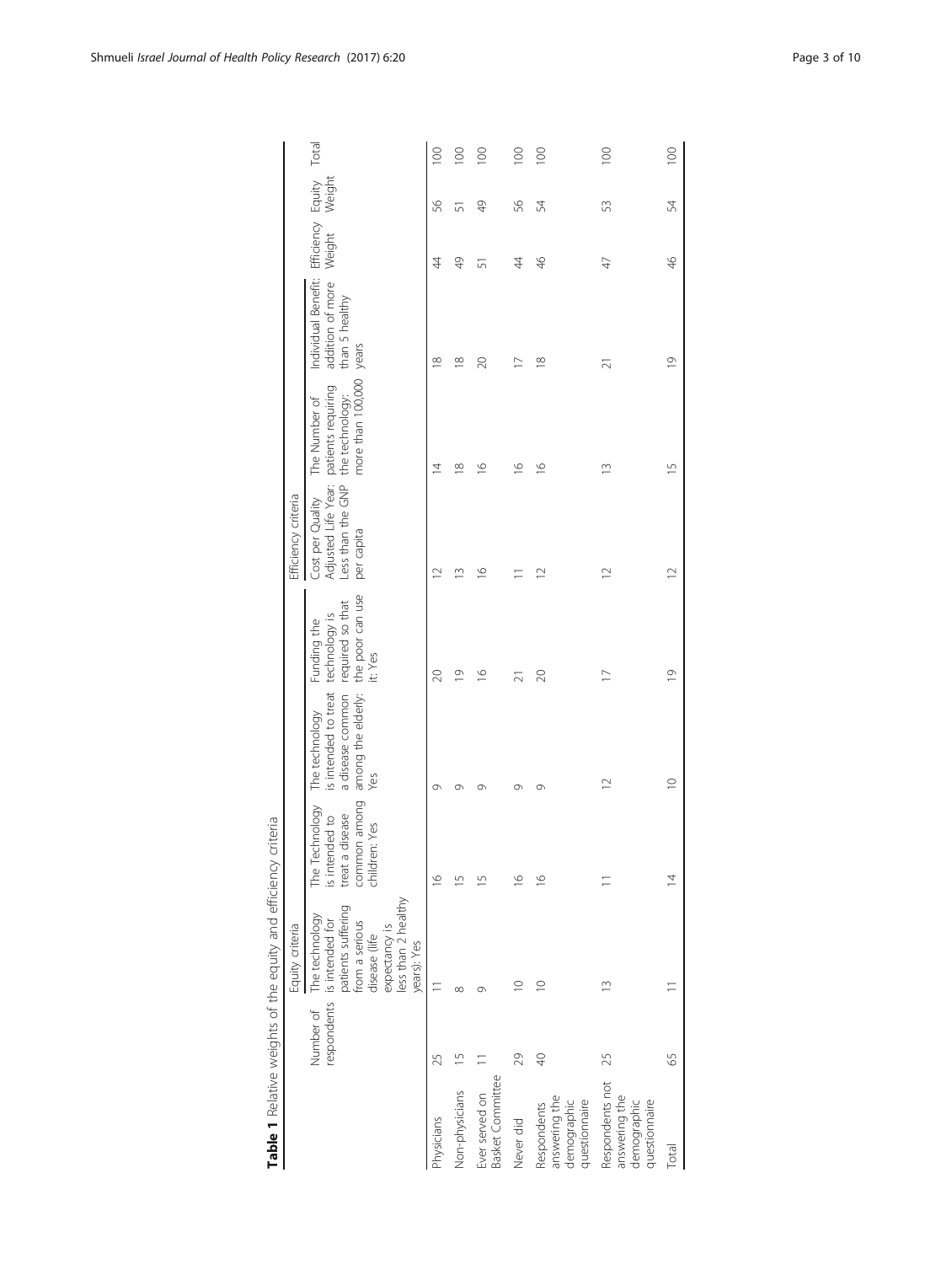**Table 1** Relative weights of the equity and efficiency criteria

| | Number of respondents | Equity criteria | | | | Efficiency criteria | | | Efficiency Weight | Equity Weight | Total |
|---|---|---|---|---|---|---|---|---|---|---|---|
| | | The technology is intended for patients suffering from a serious disease (life expectancy is less than 2 healthy years): Yes | The Technology is intended to treat a disease common among children: Yes | The technology is intended to treat a disease common among the elderly: Yes | Funding the technology is required so that the poor can use it: Yes | Cost per Quality Adjusted Life Year: Less than the GNP per capita | The Number of patients requiring the technology: more than 100,000 | Individual Benefit: addition of more than 5 healthy years | | | |
| Physicians | 25 | 11 | 16 | 9 | 20 | 12 | 14 | 18 | 44 | 56 | 100 |
| Non-physicians | 15 | 8 | 15 | 9 | 19 | 13 | 18 | 18 | 49 | 51 | 100 |
| Ever served on Basket Committee | 11 | 9 | 15 | 9 | 16 | 16 | 16 | 20 | 51 | 49 | 100 |
| Never did | 29 | 10 | 16 | 9 | 21 | 11 | 16 | 17 | 44 | 56 | 100 |
| Respondents answering the demographic questionnaire | 40 | 10 | 16 | 9 | 20 | 12 | 16 | 18 | 46 | 54 | 100 |
| Respondents not answering the demographic questionnaire | 25 | 13 | 11 | 12 | 17 | 12 | 13 | 21 | 47 | 53 | 100 |
| Total | 65 | 11 | 14 | 10 | 19 | 12 | 15 | 19 | 46 | 54 | 100 |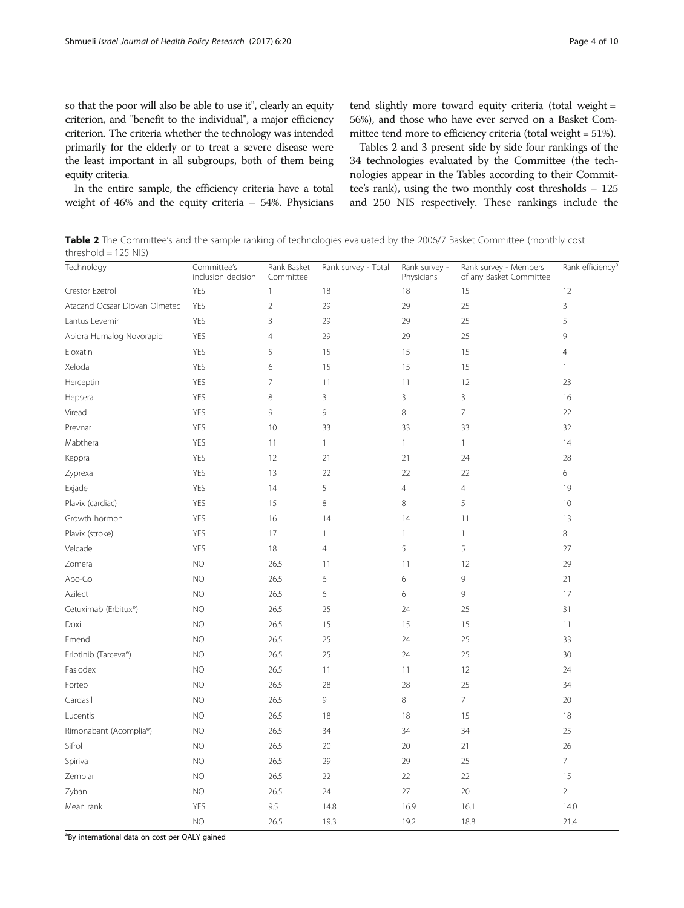so that the poor will also be able to use it", clearly an equity criterion, and "benefit to the individual", a major efficiency criterion. The criteria whether the technology was intended primarily for the elderly or to treat a severe disease were the least important in all subgroups, both of them being equity criteria.

In the entire sample, the efficiency criteria have a total weight of 46% and the equity criteria – 54%. Physicians tend slightly more toward equity criteria (total weight = 56%), and those who have ever served on a Basket Committee tend more to efficiency criteria (total weight = 51%).

Tables 2 and 3 present side by side four rankings of the 34 technologies evaluated by the Committee (the technologies appear in the Tables according to their Committee's rank), using the two monthly cost thresholds – 125 and 250 NIS respectively. These rankings include the

**Table 2** The Committee's and the sample ranking of technologies evaluated by the 2006/7 Basket Committee (monthly cost threshold = 125 NIS)

| Technology | Committee's inclusion decision | Rank Basket Committee | Rank survey - Total | Rank survey - Physicians | Rank survey - Members of any Basket Committee | Rank efficiency[a] |
|---|---|---|---|---|---|---|
| Crestor Ezetrol | YES | 1 | 18 | 18 | 15 | 12 |
| Atacand Ocsaar Diovan Olmetec | YES | 2 | 29 | 29 | 25 | 3 |
| Lantus Levemir | YES | 3 | 29 | 29 | 25 | 5 |
| Apidra Humalog Novorapid | YES | 4 | 29 | 29 | 25 | 9 |
| Eloxatin | YES | 5 | 15 | 15 | 15 | 4 |
| Xeloda | YES | 6 | 15 | 15 | 15 | 1 |
| Herceptin | YES | 7 | 11 | 11 | 12 | 23 |
| Hepsera | YES | 8 | 3 | 3 | 3 | 16 |
| Viread | YES | 9 | 9 | 8 | 7 | 22 |
| Prevnar | YES | 10 | 33 | 33 | 33 | 32 |
| Mabthera | YES | 11 | 1 | 1 | 1 | 14 |
| Keppra | YES | 12 | 21 | 21 | 24 | 28 |
| Zyprexa | YES | 13 | 22 | 22 | 22 | 6 |
| Exjade | YES | 14 | 5 | 4 | 4 | 19 |
| Plavix (cardiac) | YES | 15 | 8 | 8 | 5 | 10 |
| Growth hormon | YES | 16 | 14 | 14 | 11 | 13 |
| Plavix (stroke) | YES | 17 | 1 | 1 | 1 | 8 |
| Velcade | YES | 18 | 4 | 5 | 5 | 27 |
| Zomera | NO | 26.5 | 11 | 11 | 12 | 29 |
| Apo-Go | NO | 26.5 | 6 | 6 | 9 | 21 |
| Azilect | NO | 26.5 | 6 | 6 | 9 | 17 |
| Cetuximab (Erbitux®) | NO | 26.5 | 25 | 24 | 25 | 31 |
| Doxil | NO | 26.5 | 15 | 15 | 15 | 11 |
| Emend | NO | 26.5 | 25 | 24 | 25 | 33 |
| Erlotinib (Tarceva®) | NO | 26.5 | 25 | 24 | 25 | 30 |
| Faslodex | NO | 26.5 | 11 | 11 | 12 | 24 |
| Forteo | NO | 26.5 | 28 | 28 | 25 | 34 |
| Gardasil | NO | 26.5 | 9 | 8 | 7 | 20 |
| Lucentis | NO | 26.5 | 18 | 18 | 15 | 18 |
| Rimonabant (Acomplia®) | NO | 26.5 | 34 | 34 | 34 | 25 |
| Sifrol | NO | 26.5 | 20 | 20 | 21 | 26 |
| Spiriva | NO | 26.5 | 29 | 29 | 25 | 7 |
| Zemplar | NO | 26.5 | 22 | 22 | 22 | 15 |
| Zyban | NO | 26.5 | 24 | 27 | 20 | 2 |
| Mean rank | YES | 9.5 | 14.8 | 16.9 | 16.1 | 14.0 |
| | NO | 26.5 | 19.3 | 19.2 | 18.8 | 21.4 |

[a]By international data on cost per QALY gained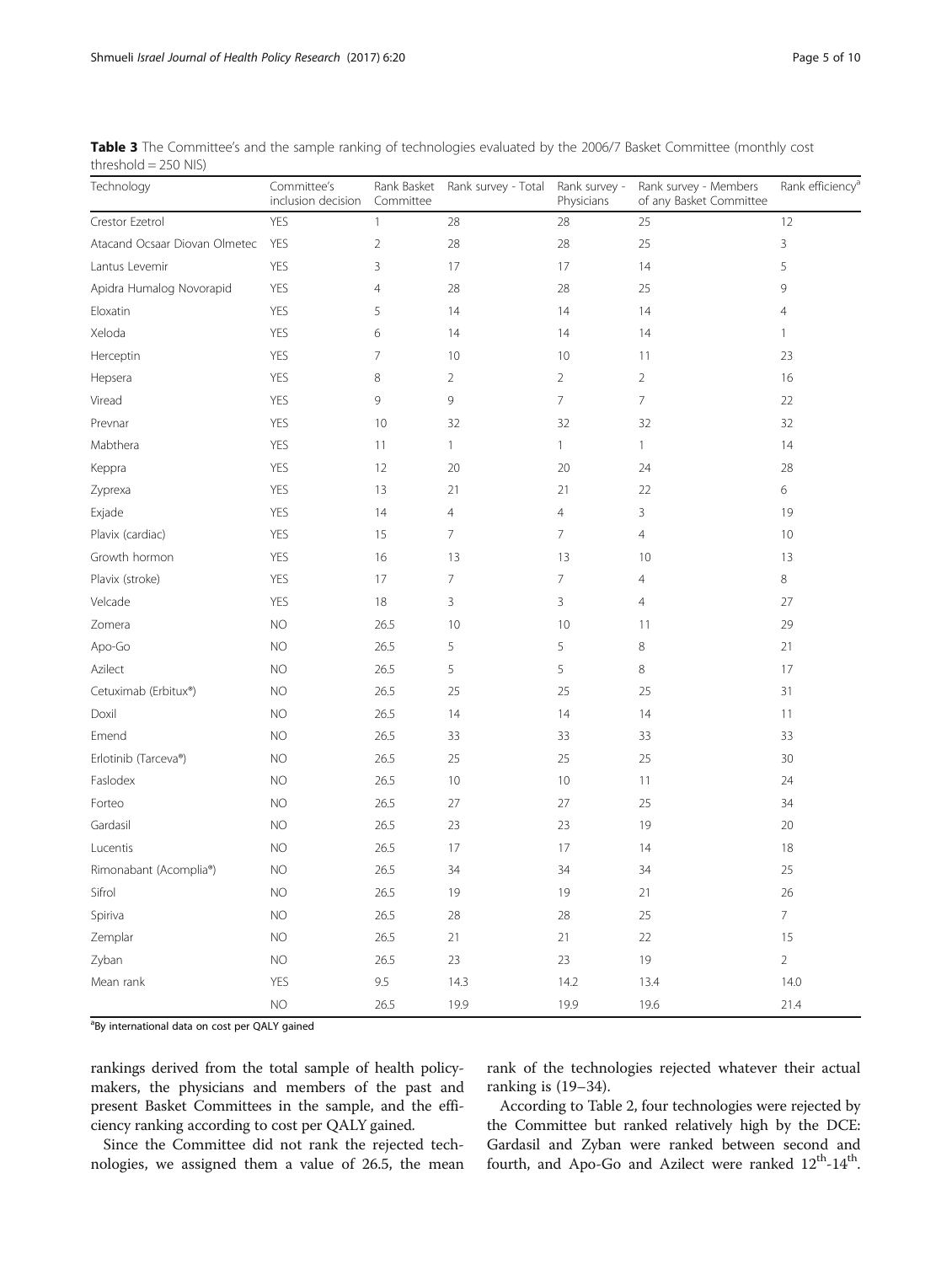**Table 3** The Committee's and the sample ranking of technologies evaluated by the 2006/7 Basket Committee (monthly cost threshold = 250 NIS)

| Technology | Committee's inclusion decision | Rank Basket Committee | Rank survey - Total | Rank survey - Physicians | Rank survey - Members of any Basket Committee | Rank efficiency[a] |
|---|---|---|---|---|---|---|
| Crestor Ezetrol | YES | 1 | 28 | 28 | 25 | 12 |
| Atacand Ocsaar Diovan Olmetec | YES | 2 | 28 | 28 | 25 | 3 |
| Lantus Levemir | YES | 3 | 17 | 17 | 14 | 5 |
| Apidra Humalog Novorapid | YES | 4 | 28 | 28 | 25 | 9 |
| Eloxatin | YES | 5 | 14 | 14 | 14 | 4 |
| Xeloda | YES | 6 | 14 | 14 | 14 | 1 |
| Herceptin | YES | 7 | 10 | 10 | 11 | 23 |
| Hepsera | YES | 8 | 2 | 2 | 2 | 16 |
| Viread | YES | 9 | 9 | 7 | 7 | 22 |
| Prevnar | YES | 10 | 32 | 32 | 32 | 32 |
| Mabthera | YES | 11 | 1 | 1 | 1 | 14 |
| Keppra | YES | 12 | 20 | 20 | 24 | 28 |
| Zyprexa | YES | 13 | 21 | 21 | 22 | 6 |
| Exjade | YES | 14 | 4 | 4 | 3 | 19 |
| Plavix (cardiac) | YES | 15 | 7 | 7 | 4 | 10 |
| Growth hormon | YES | 16 | 13 | 13 | 10 | 13 |
| Plavix (stroke) | YES | 17 | 7 | 7 | 4 | 8 |
| Velcade | YES | 18 | 3 | 3 | 4 | 27 |
| Zomera | NO | 26.5 | 10 | 10 | 11 | 29 |
| Apo-Go | NO | 26.5 | 5 | 5 | 8 | 21 |
| Azilect | NO | 26.5 | 5 | 5 | 8 | 17 |
| Cetuximab (Erbitux®) | NO | 26.5 | 25 | 25 | 25 | 31 |
| Doxil | NO | 26.5 | 14 | 14 | 14 | 11 |
| Emend | NO | 26.5 | 33 | 33 | 33 | 33 |
| Erlotinib (Tarceva®) | NO | 26.5 | 25 | 25 | 25 | 30 |
| Faslodex | NO | 26.5 | 10 | 10 | 11 | 24 |
| Forteo | NO | 26.5 | 27 | 27 | 25 | 34 |
| Gardasil | NO | 26.5 | 23 | 23 | 19 | 20 |
| Lucentis | NO | 26.5 | 17 | 17 | 14 | 18 |
| Rimonabant (Acomplia®) | NO | 26.5 | 34 | 34 | 34 | 25 |
| Sifrol | NO | 26.5 | 19 | 19 | 21 | 26 |
| Spiriva | NO | 26.5 | 28 | 28 | 25 | 7 |
| Zemplar | NO | 26.5 | 21 | 21 | 22 | 15 |
| Zyban | NO | 26.5 | 23 | 23 | 19 | 2 |
| Mean rank | YES | 9.5 | 14.3 | 14.2 | 13.4 | 14.0 |
| | NO | 26.5 | 19.9 | 19.9 | 19.6 | 21.4 |

[a]By international data on cost per QALY gained

rankings derived from the total sample of health policymakers, the physicians and members of the past and present Basket Committees in the sample, and the efficiency ranking according to cost per QALY gained.

Since the Committee did not rank the rejected technologies, we assigned them a value of 26.5, the mean rank of the technologies rejected whatever their actual ranking is (19–34).

According to Table 2, four technologies were rejected by the Committee but ranked relatively high by the DCE: Gardasil and Zyban were ranked between second and fourth, and Apo-Go and Azilect were ranked 12[th]-14[th].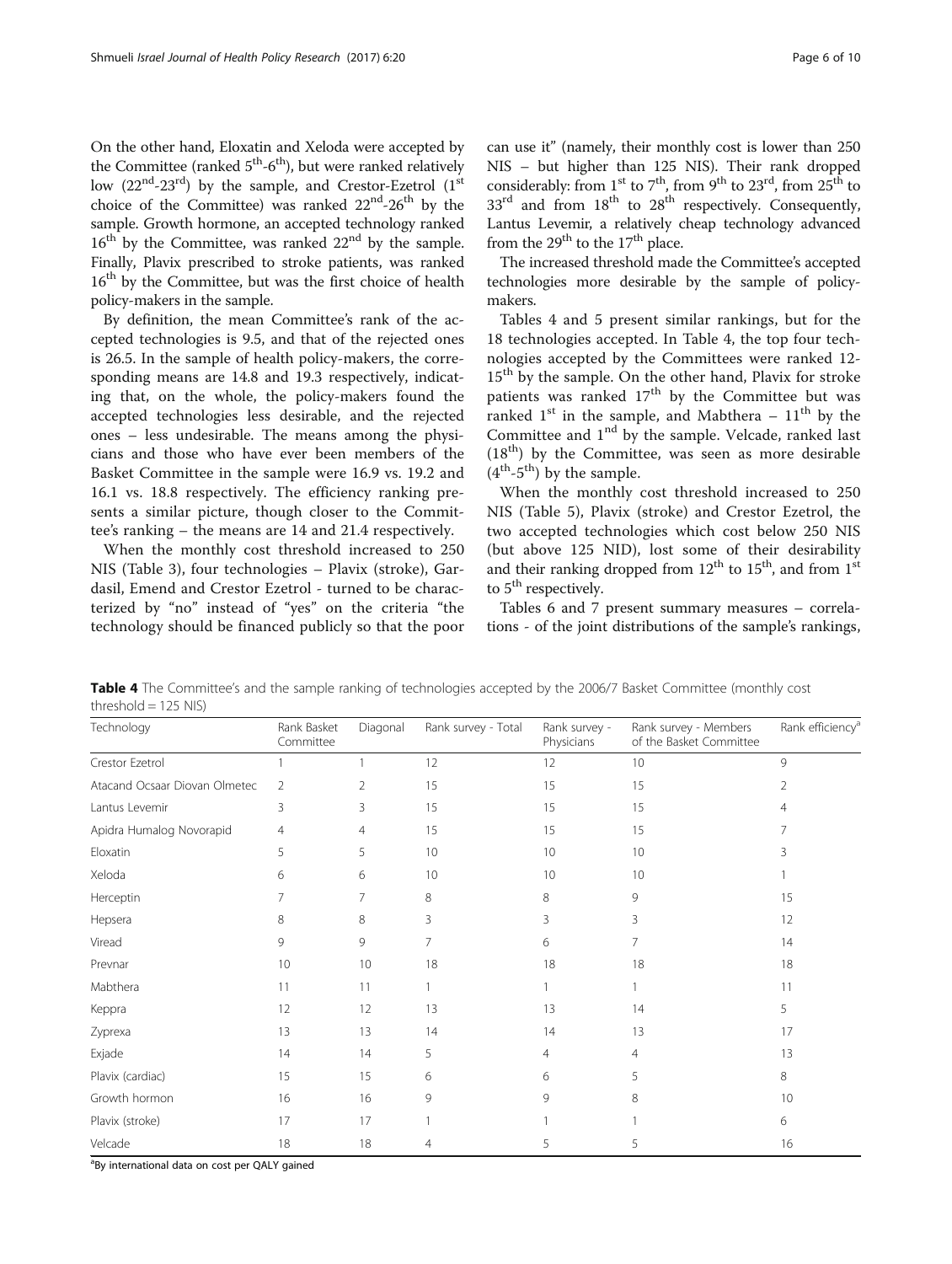On the other hand, Eloxatin and Xeloda were accepted by the Committee (ranked 5th-6th), but were ranked relatively low (22nd-23rd) by the sample, and Crestor-Ezetrol (1st choice of the Committee) was ranked 22nd-26th by the sample. Growth hormone, an accepted technology ranked 16th by the Committee, was ranked 22nd by the sample. Finally, Plavix prescribed to stroke patients, was ranked 16th by the Committee, but was the first choice of health policy-makers in the sample.

By definition, the mean Committee's rank of the accepted technologies is 9.5, and that of the rejected ones is 26.5. In the sample of health policy-makers, the corresponding means are 14.8 and 19.3 respectively, indicating that, on the whole, the policy-makers found the accepted technologies less desirable, and the rejected ones – less undesirable. The means among the physicians and those who have ever been members of the Basket Committee in the sample were 16.9 vs. 19.2 and 16.1 vs. 18.8 respectively. The efficiency ranking presents a similar picture, though closer to the Committee's ranking – the means are 14 and 21.4 respectively.

When the monthly cost threshold increased to 250 NIS (Table 3), four technologies – Plavix (stroke), Gardasil, Emend and Crestor Ezetrol - turned to be characterized by "no" instead of "yes" on the criteria "the technology should be financed publicly so that the poor can use it" (namely, their monthly cost is lower than 250 NIS – but higher than 125 NIS). Their rank dropped considerably: from 1st to 7th, from 9th to 23rd, from 25th to 33rd and from 18th to 28th respectively. Consequently, Lantus Levemir, a relatively cheap technology advanced from the 29th to the 17th place.

The increased threshold made the Committee's accepted technologies more desirable by the sample of policy-makers.

Tables 4 and 5 present similar rankings, but for the 18 technologies accepted. In Table 4, the top four technologies accepted by the Committees were ranked 12-15th by the sample. On the other hand, Plavix for stroke patients was ranked 17th by the Committee but was ranked 1st in the sample, and Mabthera – 11th by the Committee and 1st by the sample. Velcade, ranked last (18th) by the Committee, was seen as more desirable (4th-5th) by the sample.

When the monthly cost threshold increased to 250 NIS (Table 5), Plavix (stroke) and Crestor Ezetrol, the two accepted technologies which cost below 250 NIS (but above 125 NID), lost some of their desirability and their ranking dropped from 12th to 15th, and from 1st to 5th respectively.

Tables 6 and 7 present summary measures – correlations - of the joint distributions of the sample's rankings,

**Table 4** The Committee's and the sample ranking of technologies accepted by the 2006/7 Basket Committee (monthly cost threshold = 125 NIS)

| Technology | Rank Basket Committee | Diagonal | Rank survey - Total | Rank survey - Physicians | Rank survey - Members of the Basket Committee | Rank efficiency[a] |
|---|---|---|---|---|---|---|
| Crestor Ezetrol | 1 | 1 | 12 | 12 | 10 | 9 |
| Atacand Ocsaar Diovan Olmetec | 2 | 2 | 15 | 15 | 15 | 2 |
| Lantus Levemir | 3 | 3 | 15 | 15 | 15 | 4 |
| Apidra Humalog Novorapid | 4 | 4 | 15 | 15 | 15 | 7 |
| Eloxatin | 5 | 5 | 10 | 10 | 10 | 3 |
| Xeloda | 6 | 6 | 10 | 10 | 10 | 1 |
| Herceptin | 7 | 7 | 8 | 8 | 9 | 15 |
| Hepsera | 8 | 8 | 3 | 3 | 3 | 12 |
| Viread | 9 | 9 | 7 | 6 | 7 | 14 |
| Prevnar | 10 | 10 | 18 | 18 | 18 | 18 |
| Mabthera | 11 | 11 | 1 | 1 | 1 | 11 |
| Keppra | 12 | 12 | 13 | 13 | 14 | 5 |
| Zyprexa | 13 | 13 | 14 | 14 | 13 | 17 |
| Exjade | 14 | 14 | 5 | 4 | 4 | 13 |
| Plavix (cardiac) | 15 | 15 | 6 | 6 | 5 | 8 |
| Growth hormon | 16 | 16 | 9 | 9 | 8 | 10 |
| Plavix (stroke) | 17 | 17 | 1 | 1 | 1 | 6 |
| Velcade | 18 | 18 | 4 | 5 | 5 | 16 |

[a]By international data on cost per QALY gained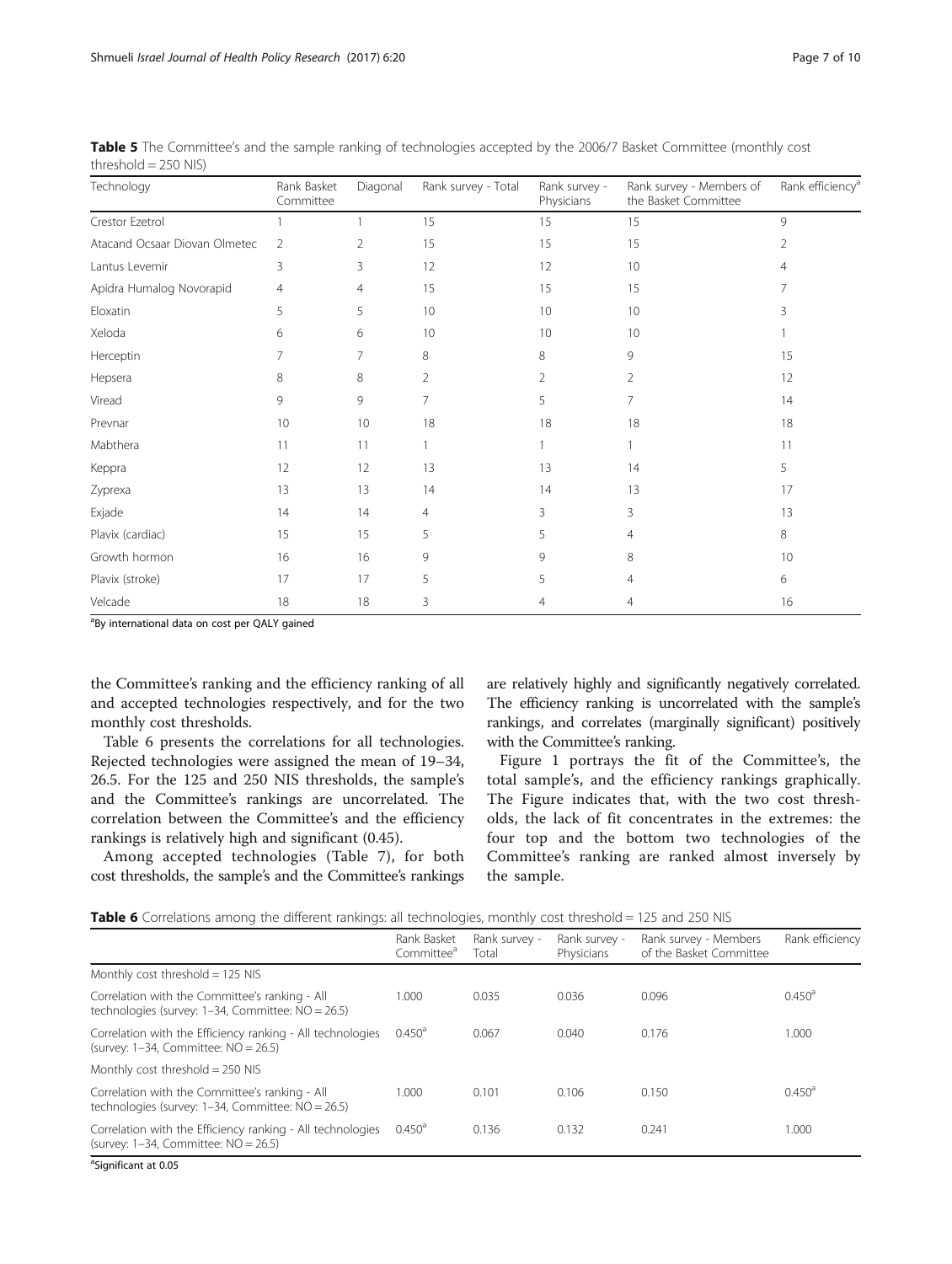**Table 5** The Committee's and the sample ranking of technologies accepted by the 2006/7 Basket Committee (monthly cost threshold = 250 NIS)

| Technology | Rank Basket Committee | Diagonal | Rank survey - Total | Rank survey - Physicians | Rank survey - Members of the Basket Committee | Rank efficiency[a] |
|---|---|---|---|---|---|---|
| Crestor Ezetrol | 1 | 1 | 15 | 15 | 15 | 9 |
| Atacand Ocsaar Diovan Olmetec | 2 | 2 | 15 | 15 | 15 | 2 |
| Lantus Levemir | 3 | 3 | 12 | 12 | 10 | 4 |
| Apidra Humalog Novorapid | 4 | 4 | 15 | 15 | 15 | 7 |
| Eloxatin | 5 | 5 | 10 | 10 | 10 | 3 |
| Xeloda | 6 | 6 | 10 | 10 | 10 | 1 |
| Herceptin | 7 | 7 | 8 | 8 | 9 | 15 |
| Hepsera | 8 | 8 | 2 | 2 | 2 | 12 |
| Viread | 9 | 9 | 7 | 5 | 7 | 14 |
| Prevnar | 10 | 10 | 18 | 18 | 18 | 18 |
| Mabthera | 11 | 11 | 1 | 1 | 1 | 11 |
| Keppra | 12 | 12 | 13 | 13 | 14 | 5 |
| Zyprexa | 13 | 13 | 14 | 14 | 13 | 17 |
| Exjade | 14 | 14 | 4 | 3 | 3 | 13 |
| Plavix (cardiac) | 15 | 15 | 5 | 5 | 4 | 8 |
| Growth hormon | 16 | 16 | 9 | 9 | 8 | 10 |
| Plavix (stroke) | 17 | 17 | 5 | 5 | 4 | 6 |
| Velcade | 18 | 18 | 3 | 4 | 4 | 16 |

[a]By international data on cost per QALY gained

the Committee's ranking and the efficiency ranking of all and accepted technologies respectively, and for the two monthly cost thresholds.

Table 6 presents the correlations for all technologies. Rejected technologies were assigned the mean of 19–34, 26.5. For the 125 and 250 NIS thresholds, the sample's and the Committee's rankings are uncorrelated. The correlation between the Committee's and the efficiency rankings is relatively high and significant (0.45).

Among accepted technologies (Table 7), for both cost thresholds, the sample's and the Committee's rankings are relatively highly and significantly negatively correlated. The efficiency ranking is uncorrelated with the sample's rankings, and correlates (marginally significant) positively with the Committee's ranking.

Figure 1 portrays the fit of the Committee's, the total sample's, and the efficiency rankings graphically. The Figure indicates that, with the two cost thresholds, the lack of fit concentrates in the extremes: the four top and the bottom two technologies of the Committee's ranking are ranked almost inversely by the sample.

**Table 6** Correlations among the different rankings: all technologies, monthly cost threshold = 125 and 250 NIS

| | Rank Basket Committee[a] | Rank survey - Total | Rank survey - Physicians | Rank survey - Members of the Basket Committee | Rank efficiency |
|---|---|---|---|---|---|
| Monthly cost threshold = 125 NIS | | | | | |
| Correlation with the Committee's ranking - All technologies (survey: 1–34, Committee: NO = 26.5) | 1.000 | 0.035 | 0.036 | 0.096 | 0.450[a] |
| Correlation with the Efficiency ranking - All technologies (survey: 1–34, Committee: NO = 26.5) | 0.450[a] | 0.067 | 0.040 | 0.176 | 1.000 |
| Monthly cost threshold = 250 NIS | | | | | |
| Correlation with the Committee's ranking - All technologies (survey: 1–34, Committee: NO = 26.5) | 1.000 | 0.101 | 0.106 | 0.150 | 0.450[a] |
| Correlation with the Efficiency ranking - All technologies (survey: 1–34, Committee: NO = 26.5) | 0.450[a] | 0.136 | 0.132 | 0.241 | 1.000 |

[a]Significant at 0.05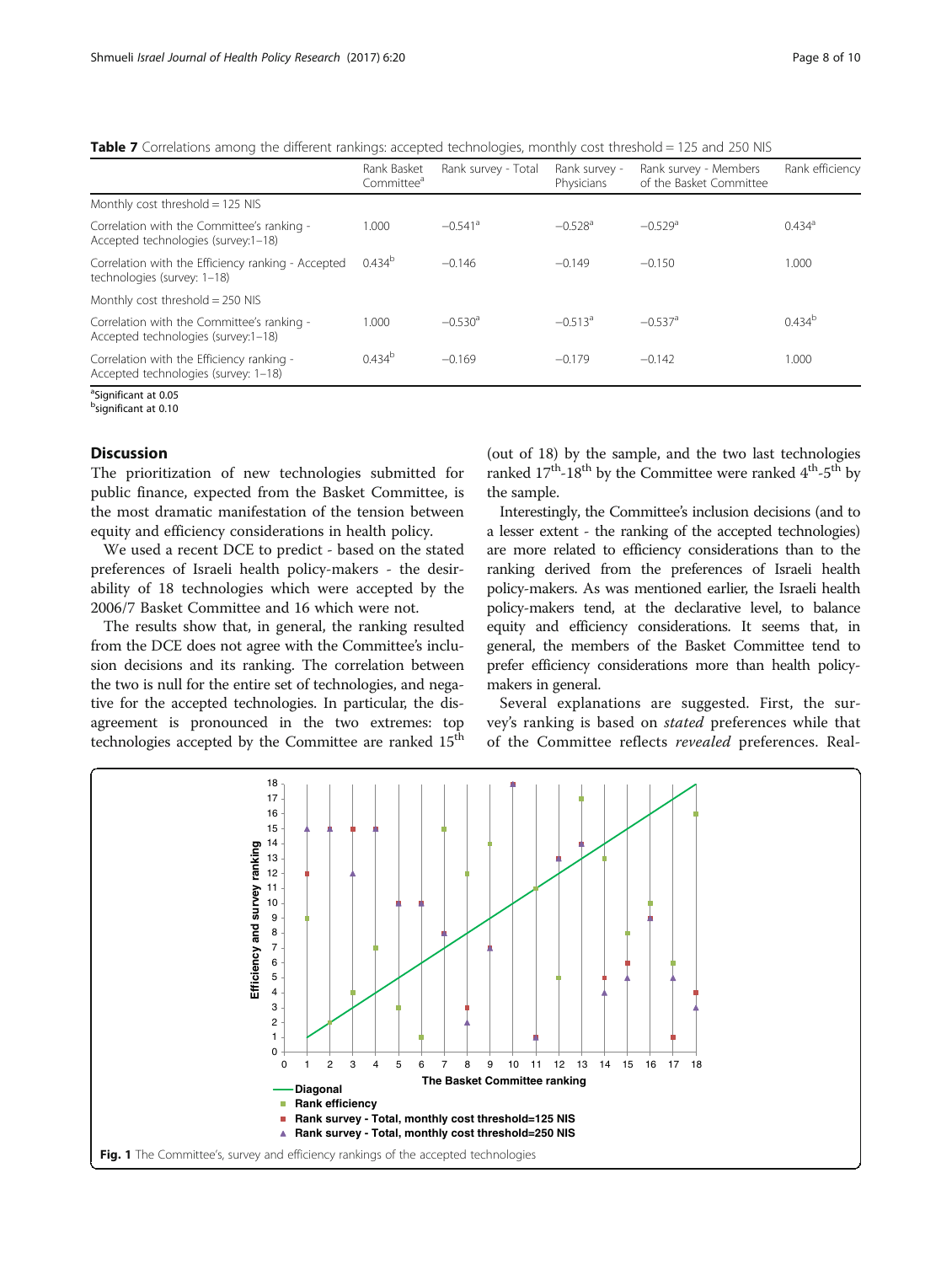**Table 7** Correlations among the different rankings: accepted technologies, monthly cost threshold = 125 and 250 NIS

| | Rank Basket Committee[a] | Rank survey - Total | Rank survey - Physicians | Rank survey - Members of the Basket Committee | Rank efficiency |
|---|---|---|---|---|---|
| Monthly cost threshold = 125 NIS | | | | | |
| Correlation with the Committee's ranking - Accepted technologies (survey:1–18) | 1.000 | −0.541[a] | −0.528[a] | −0.529[a] | 0.434[a] |
| Correlation with the Efficiency ranking - Accepted technologies (survey: 1–18) | 0.434[b] | −0.146 | −0.149 | −0.150 | 1.000 |
| Monthly cost threshold = 250 NIS | | | | | |
| Correlation with the Committee's ranking - Accepted technologies (survey:1–18) | 1.000 | −0.530[a] | −0.513[a] | −0.537[a] | 0.434[b] |
| Correlation with the Efficiency ranking - Accepted technologies (survey: 1–18) | 0.434[b] | −0.169 | −0.179 | −0.142 | 1.000 |

[a]Significant at 0.05
[b]significant at 0.10

## Discussion

The prioritization of new technologies submitted for public finance, expected from the Basket Committee, is the most dramatic manifestation of the tension between equity and efficiency considerations in health policy.

We used a recent DCE to predict - based on the stated preferences of Israeli health policy-makers - the desirability of 18 technologies which were accepted by the 2006/7 Basket Committee and 16 which were not.

The results show that, in general, the ranking resulted from the DCE does not agree with the Committee's inclusion decisions and its ranking. The correlation between the two is null for the entire set of technologies, and negative for the accepted technologies. In particular, the disagreement is pronounced in the two extremes: top technologies accepted by the Committee are ranked 15th (out of 18) by the sample, and the two last technologies ranked 17th-18th by the Committee were ranked 4th-5th by the sample.

Interestingly, the Committee's inclusion decisions (and to a lesser extent - the ranking of the accepted technologies) are more related to efficiency considerations than to the ranking derived from the preferences of Israeli health policy-makers. As was mentioned earlier, the Israeli health policy-makers tend, at the declarative level, to balance equity and efficiency considerations. It seems that, in general, the members of the Basket Committee tend to prefer efficiency considerations more than health policy-makers in general.

Several explanations are suggested. First, the survey's ranking is based on *stated* preferences while that of the Committee reflects *revealed* preferences. Real-

**Fig. 1** The Committee's, survey and efficiency rankings of the accepted technologies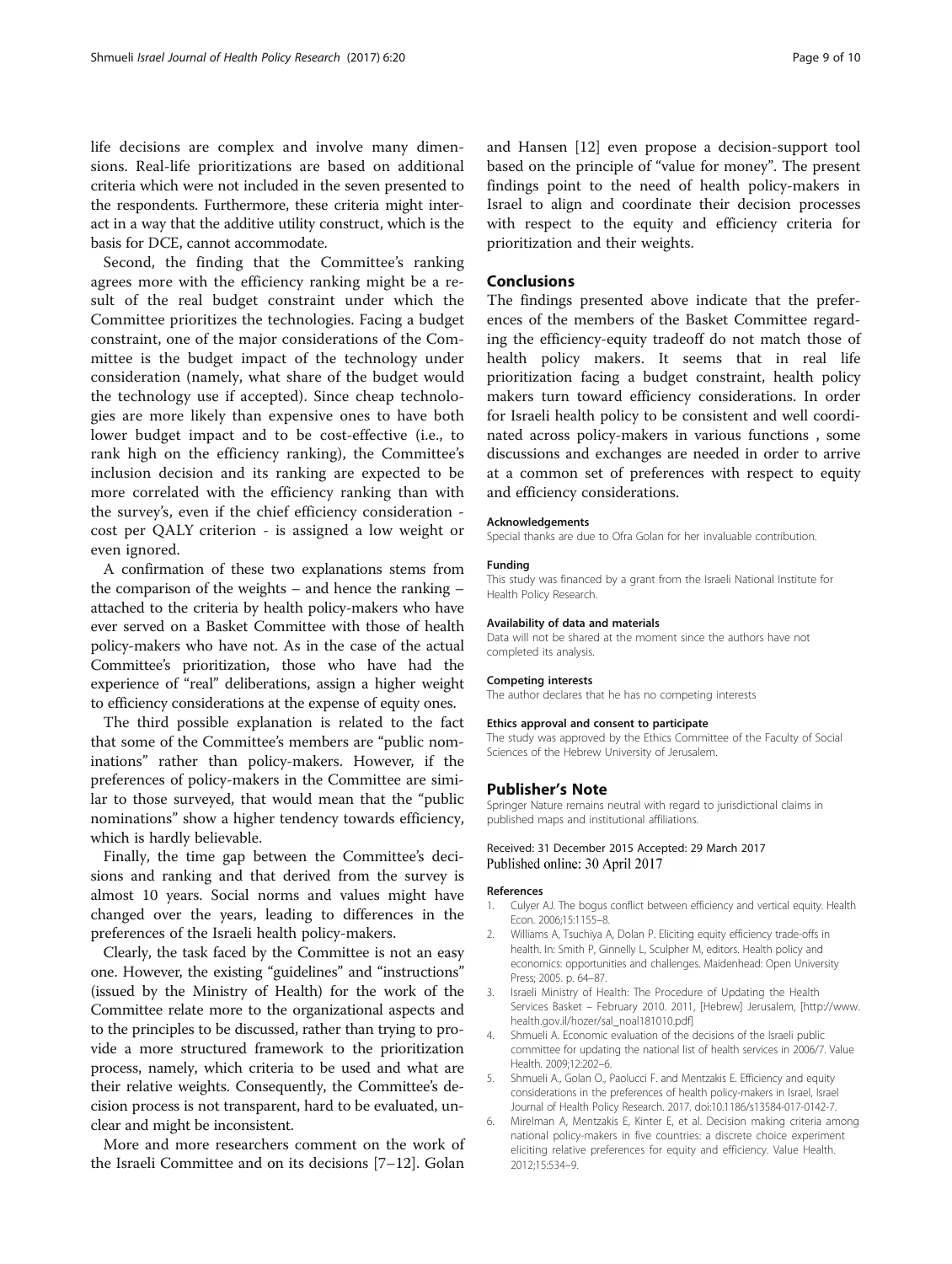life decisions are complex and involve many dimensions. Real-life prioritizations are based on additional criteria which were not included in the seven presented to the respondents. Furthermore, these criteria might interact in a way that the additive utility construct, which is the basis for DCE, cannot accommodate.

Second, the finding that the Committee's ranking agrees more with the efficiency ranking might be a result of the real budget constraint under which the Committee prioritizes the technologies. Facing a budget constraint, one of the major considerations of the Committee is the budget impact of the technology under consideration (namely, what share of the budget would the technology use if accepted). Since cheap technologies are more likely than expensive ones to have both lower budget impact and to be cost-effective (i.e., to rank high on the efficiency ranking), the Committee's inclusion decision and its ranking are expected to be more correlated with the efficiency ranking than with the survey's, even if the chief efficiency consideration - cost per QALY criterion - is assigned a low weight or even ignored.

A confirmation of these two explanations stems from the comparison of the weights – and hence the ranking – attached to the criteria by health policy-makers who have ever served on a Basket Committee with those of health policy-makers who have not. As in the case of the actual Committee's prioritization, those who have had the experience of "real" deliberations, assign a higher weight to efficiency considerations at the expense of equity ones.

The third possible explanation is related to the fact that some of the Committee's members are "public nominations" rather than policy-makers. However, if the preferences of policy-makers in the Committee are similar to those surveyed, that would mean that the "public nominations" show a higher tendency towards efficiency, which is hardly believable.

Finally, the time gap between the Committee's decisions and ranking and that derived from the survey is almost 10 years. Social norms and values might have changed over the years, leading to differences in the preferences of the Israeli health policy-makers.

Clearly, the task faced by the Committee is not an easy one. However, the existing "guidelines" and "instructions" (issued by the Ministry of Health) for the work of the Committee relate more to the organizational aspects and to the principles to be discussed, rather than trying to provide a more structured framework to the prioritization process, namely, which criteria to be used and what are their relative weights. Consequently, the Committee's decision process is not transparent, hard to be evaluated, unclear and might be inconsistent.

More and more researchers comment on the work of the Israeli Committee and on its decisions [7–12]. Golan and Hansen [12] even propose a decision-support tool based on the principle of "value for money". The present findings point to the need of health policy-makers in Israel to align and coordinate their decision processes with respect to the equity and efficiency criteria for prioritization and their weights.

## Conclusions

The findings presented above indicate that the preferences of the members of the Basket Committee regarding the efficiency-equity tradeoff do not match those of health policy makers. It seems that in real life prioritization facing a budget constraint, health policy makers turn toward efficiency considerations. In order for Israeli health policy to be consistent and well coordinated across policy-makers in various functions , some discussions and exchanges are needed in order to arrive at a common set of preferences with respect to equity and efficiency considerations.

#### Acknowledgements

Special thanks are due to Ofra Golan for her invaluable contribution.

#### Funding

This study was financed by a grant from the Israeli National Institute for Health Policy Research.

#### Availability of data and materials

Data will not be shared at the moment since the authors have not completed its analysis.

#### Competing interests

The author declares that he has no competing interests

#### Ethics approval and consent to participate

The study was approved by the Ethics Committee of the Faculty of Social Sciences of the Hebrew University of Jerusalem.

## Publisher's Note

Springer Nature remains neutral with regard to jurisdictional claims in published maps and institutional affiliations.

Received: 31 December 2015 Accepted: 29 March 2017
Published online: 30 April 2017

#### References

1. Culyer AJ. The bogus conflict between efficiency and vertical equity. Health Econ. 2006;15:1155–8.
2. Williams A, Tsuchiya A, Dolan P. Eliciting equity efficiency trade-offs in health. In: Smith P, Ginnelly L, Sculpher M, editors. Health policy and economics: opportunities and challenges. Maidenhead: Open University Press; 2005. p. 64–87.
3. Israeli Ministry of Health: The Procedure of Updating the Health Services Basket – February 2010. 2011, [Hebrew] Jerusalem, [http://www.health.gov.il/hozer/sal_noal181010.pdf]
4. Shmueli A. Economic evaluation of the decisions of the Israeli public committee for updating the national list of health services in 2006/7. Value Health. 2009;12:202–6.
5. Shmueli A., Golan O., Paolucci F. and Mentzakis E. Efficiency and equity considerations in the preferences of health policy-makers in Israel, Israel Journal of Health Policy Research. 2017. doi:10.1186/s13584-017-0142-7.
6. Mirelman A, Mentzakis E, Kinter E, et al. Decision making criteria among national policy-makers in five countries: a discrete choice experiment eliciting relative preferences for equity and efficiency. Value Health. 2012;15:534–9.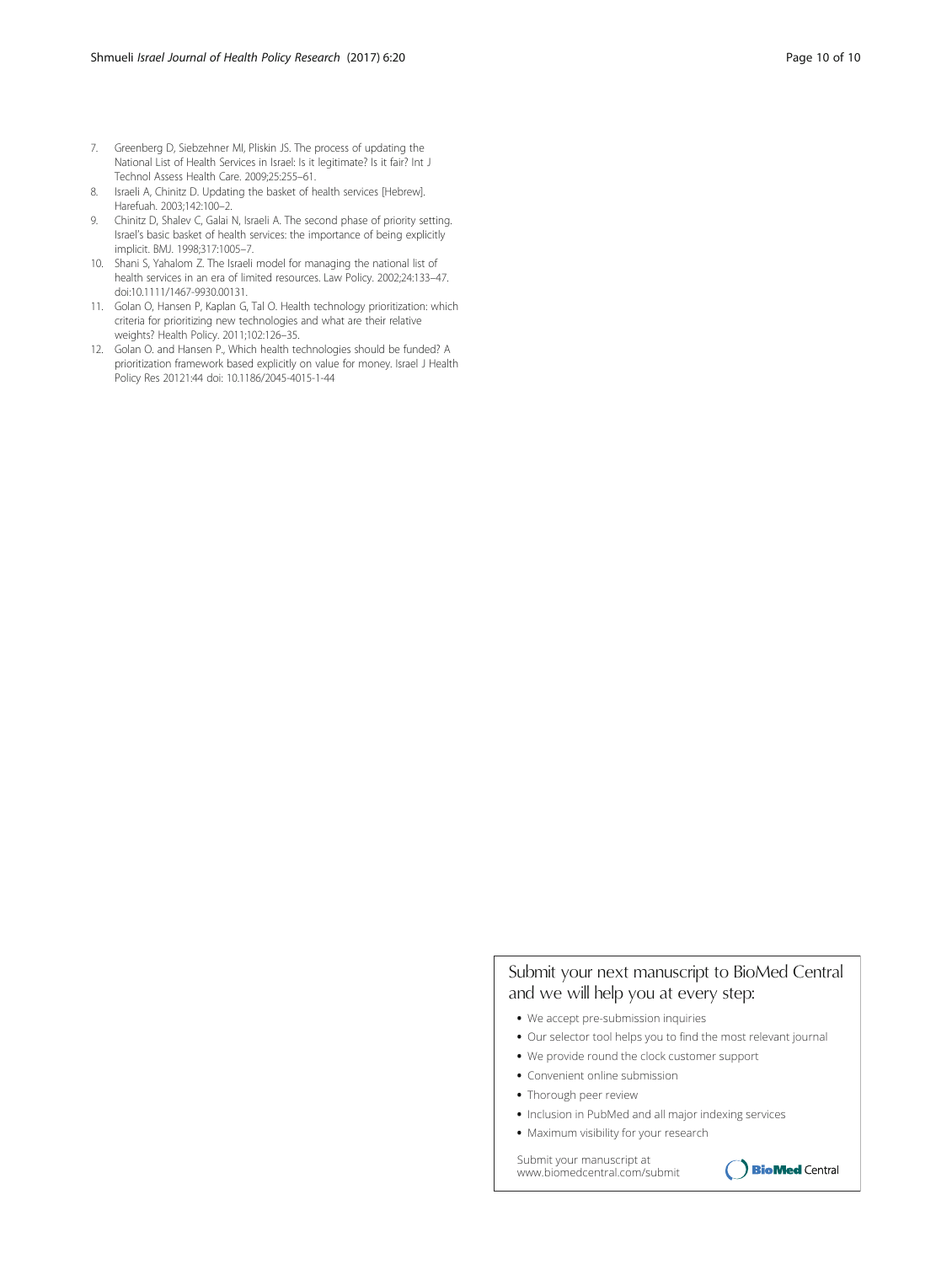7. Greenberg D, Siebzehner MI, Pliskin JS. The process of updating the National List of Health Services in Israel: Is it legitimate? Is it fair? Int J Technol Assess Health Care. 2009;25:255–61.
8. Israeli A, Chinitz D. Updating the basket of health services [Hebrew]. Harefuah. 2003;142:100–2.
9. Chinitz D, Shalev C, Galai N, Israeli A. The second phase of priority setting. Israel's basic basket of health services: the importance of being explicitly implicit. BMJ. 1998;317:1005–7.
10. Shani S, Yahalom Z. The Israeli model for managing the national list of health services in an era of limited resources. Law Policy. 2002;24:133–47. doi:10.1111/1467-9930.00131.
11. Golan O, Hansen P, Kaplan G, Tal O. Health technology prioritization: which criteria for prioritizing new technologies and what are their relative weights? Health Policy. 2011;102:126–35.
12. Golan O. and Hansen P., Which health technologies should be funded? A prioritization framework based explicitly on value for money. Israel J Health Policy Res 20121:44 doi: 10.1186/2045-4015-1-44

Submit your next manuscript to BioMed Central and we will help you at every step:

- We accept pre-submission inquiries
- Our selector tool helps you to find the most relevant journal
- We provide round the clock customer support
- Convenient online submission
- Thorough peer review
- Inclusion in PubMed and all major indexing services
- Maximum visibility for your research

Submit your manuscript at
www.biomedcentral.com/submit

BioMed Central